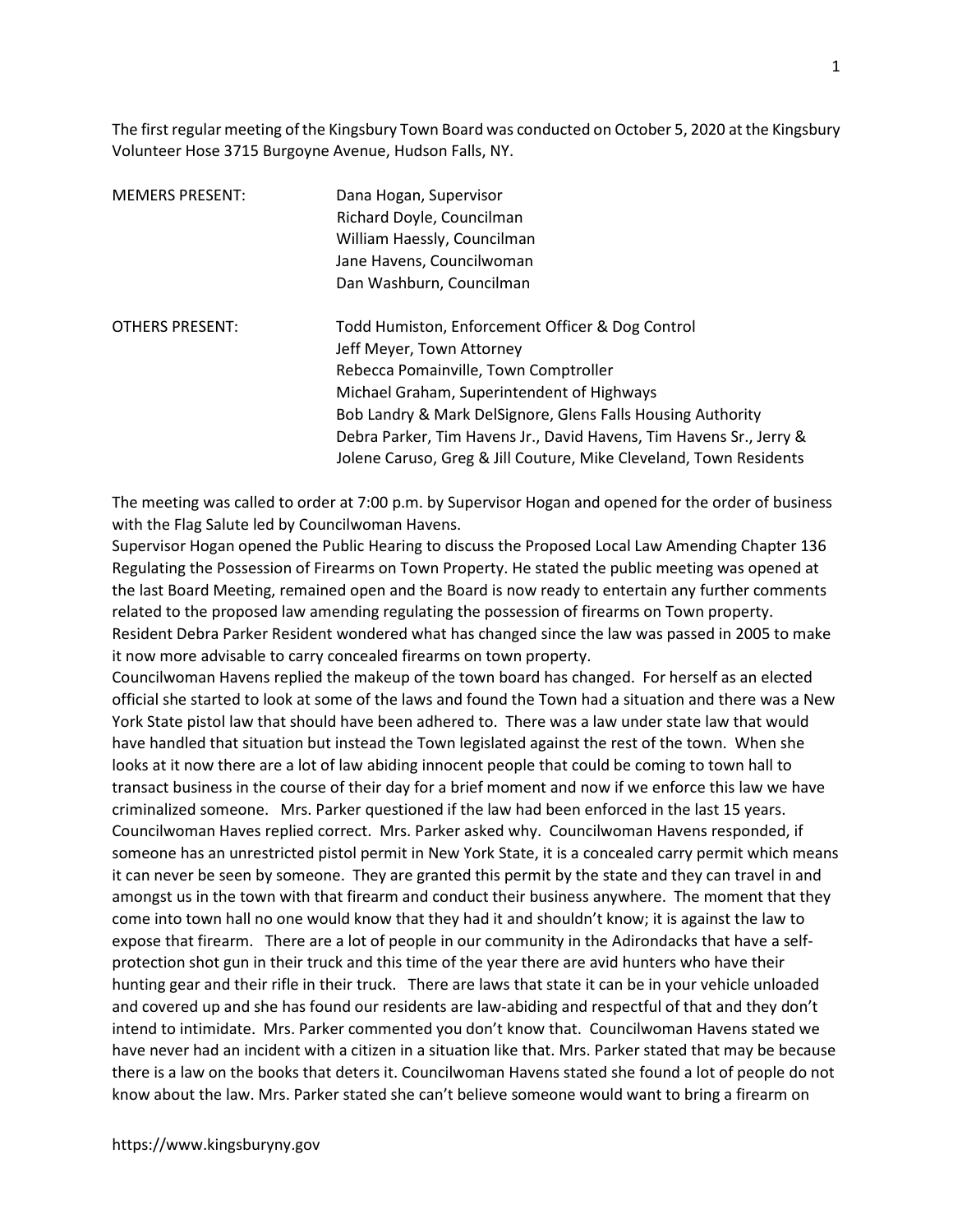The first regular meeting of the Kingsbury Town Board was conducted on October 5, 2020 at the Kingsbury Volunteer Hose 3715 Burgoyne Avenue, Hudson Falls, NY.

| MEMERS PRESENT: | Dana Hogan, Supervisor |
|---|---|
| | Richard Doyle, Councilman |
| | William Haessly, Councilman |
| | Jane Havens, Councilwoman |
| | Dan Washburn, Councilman |

| OTHERS PRESENT: | Todd Humiston, Enforcement Officer & Dog Control |
|---|---|
| | Jeff Meyer, Town Attorney |
| | Rebecca Pomainville, Town Comptroller |
| | Michael Graham, Superintendent of Highways |
| | Bob Landry & Mark DelSignore, Glens Falls Housing Authority |
| | Debra Parker, Tim Havens Jr., David Havens, Tim Havens Sr., Jerry & Jolene Caruso, Greg & Jill Couture, Mike Cleveland, Town Residents |

The meeting was called to order at 7:00 p.m. by Supervisor Hogan and opened for the order of business with the Flag Salute led by Councilwoman Havens.

Supervisor Hogan opened the Public Hearing to discuss the Proposed Local Law Amending Chapter 136 Regulating the Possession of Firearms on Town Property. He stated the public meeting was opened at the last Board Meeting, remained open and the Board is now ready to entertain any further comments related to the proposed law amending regulating the possession of firearms on Town property.

Resident Debra Parker Resident wondered what has changed since the law was passed in 2005 to make it now more advisable to carry concealed firearms on town property.

Councilwoman Havens replied the makeup of the town board has changed. For herself as an elected official she started to look at some of the laws and found the Town had a situation and there was a New York State pistol law that should have been adhered to. There was a law under state law that would have handled that situation but instead the Town legislated against the rest of the town. When she looks at it now there are a lot of law abiding innocent people that could be coming to town hall to transact business in the course of their day for a brief moment and now if we enforce this law we have criminalized someone. Mrs. Parker questioned if the law had been enforced in the last 15 years. Councilwoman Haves replied correct. Mrs. Parker asked why. Councilwoman Havens responded, if someone has an unrestricted pistol permit in New York State, it is a concealed carry permit which means it can never be seen by someone. They are granted this permit by the state and they can travel in and amongst us in the town with that firearm and conduct their business anywhere. The moment that they come into town hall no one would know that they had it and shouldn't know; it is against the law to expose that firearm. There are a lot of people in our community in the Adirondacks that have a self-protection shot gun in their truck and this time of the year there are avid hunters who have their hunting gear and their rifle in their truck. There are laws that state it can be in your vehicle unloaded and covered up and she has found our residents are law-abiding and respectful of that and they don't intend to intimidate. Mrs. Parker commented you don't know that. Councilwoman Havens stated we have never had an incident with a citizen in a situation like that. Mrs. Parker stated that may be because there is a law on the books that deters it. Councilwoman Havens stated she found a lot of people do not know about the law. Mrs. Parker stated she can't believe someone would want to bring a firearm on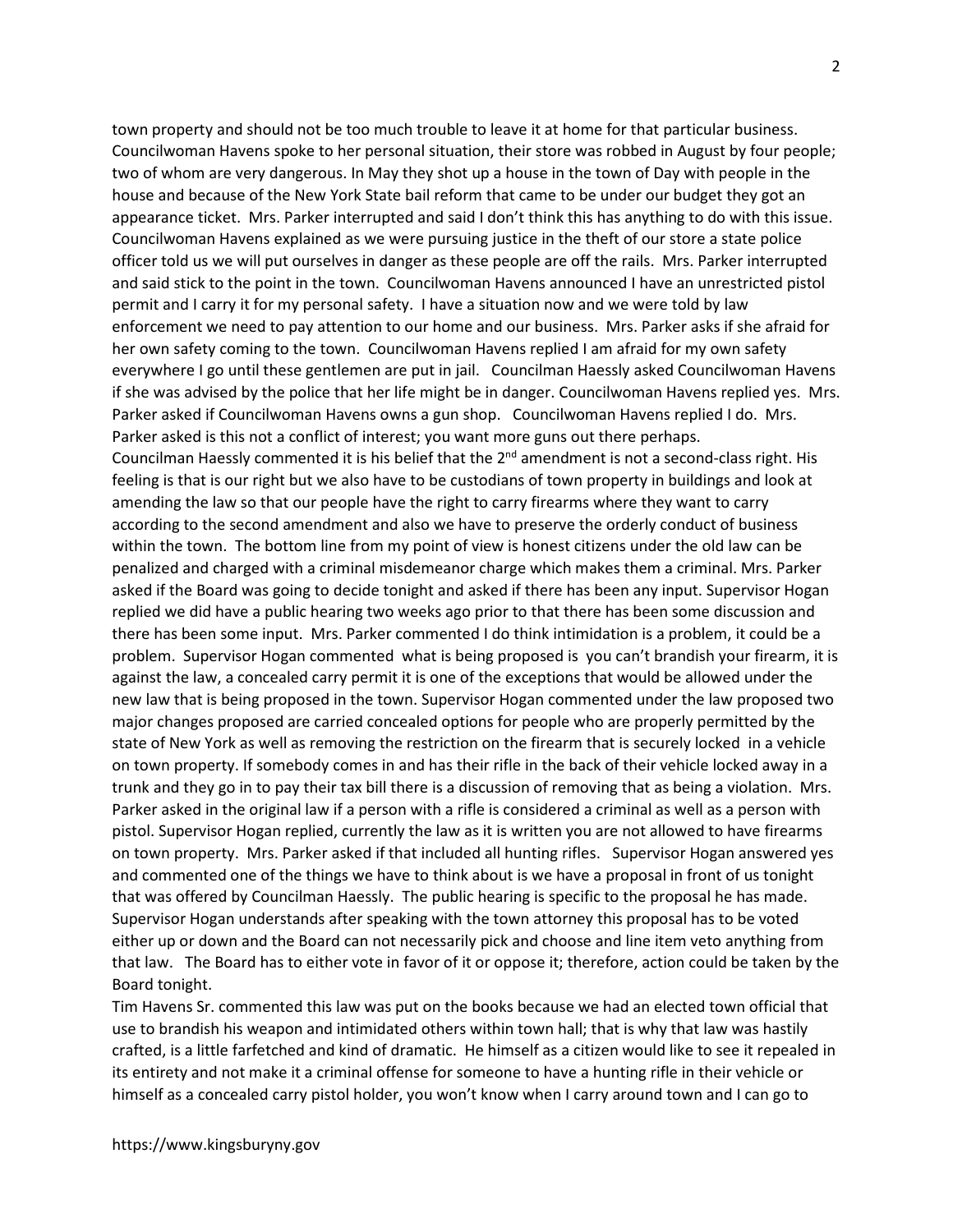town property and should not be too much trouble to leave it at home for that particular business. Councilwoman Havens spoke to her personal situation, their store was robbed in August by four people; two of whom are very dangerous. In May they shot up a house in the town of Day with people in the house and because of the New York State bail reform that came to be under our budget they got an appearance ticket. Mrs. Parker interrupted and said I don't think this has anything to do with this issue. Councilwoman Havens explained as we were pursuing justice in the theft of our store a state police officer told us we will put ourselves in danger as these people are off the rails. Mrs. Parker interrupted and said stick to the point in the town. Councilwoman Havens announced I have an unrestricted pistol permit and I carry it for my personal safety. I have a situation now and we were told by law enforcement we need to pay attention to our home and our business. Mrs. Parker asks if she afraid for her own safety coming to the town. Councilwoman Havens replied I am afraid for my own safety everywhere I go until these gentlemen are put in jail. Councilman Haessly asked Councilwoman Havens if she was advised by the police that her life might be in danger. Councilwoman Havens replied yes. Mrs. Parker asked if Councilwoman Havens owns a gun shop. Councilwoman Havens replied I do. Mrs. Parker asked is this not a conflict of interest; you want more guns out there perhaps.
Councilman Haessly commented it is his belief that the 2nd amendment is not a second-class right. His feeling is that is our right but we also have to be custodians of town property in buildings and look at amending the law so that our people have the right to carry firearms where they want to carry according to the second amendment and also we have to preserve the orderly conduct of business within the town. The bottom line from my point of view is honest citizens under the old law can be penalized and charged with a criminal misdemeanor charge which makes them a criminal. Mrs. Parker asked if the Board was going to decide tonight and asked if there has been any input. Supervisor Hogan replied we did have a public hearing two weeks ago prior to that there has been some discussion and there has been some input. Mrs. Parker commented I do think intimidation is a problem, it could be a problem. Supervisor Hogan commented what is being proposed is you can't brandish your firearm, it is against the law, a concealed carry permit it is one of the exceptions that would be allowed under the new law that is being proposed in the town. Supervisor Hogan commented under the law proposed two major changes proposed are carried concealed options for people who are properly permitted by the state of New York as well as removing the restriction on the firearm that is securely locked in a vehicle on town property. If somebody comes in and has their rifle in the back of their vehicle locked away in a trunk and they go in to pay their tax bill there is a discussion of removing that as being a violation. Mrs. Parker asked in the original law if a person with a rifle is considered a criminal as well as a person with pistol. Supervisor Hogan replied, currently the law as it is written you are not allowed to have firearms on town property. Mrs. Parker asked if that included all hunting rifles. Supervisor Hogan answered yes and commented one of the things we have to think about is we have a proposal in front of us tonight that was offered by Councilman Haessly. The public hearing is specific to the proposal he has made. Supervisor Hogan understands after speaking with the town attorney this proposal has to be voted either up or down and the Board can not necessarily pick and choose and line item veto anything from that law. The Board has to either vote in favor of it or oppose it; therefore, action could be taken by the Board tonight.
Tim Havens Sr. commented this law was put on the books because we had an elected town official that use to brandish his weapon and intimidated others within town hall; that is why that law was hastily crafted, is a little farfetched and kind of dramatic. He himself as a citizen would like to see it repealed in its entirety and not make it a criminal offense for someone to have a hunting rifle in their vehicle or himself as a concealed carry pistol holder, you won't know when I carry around town and I can go to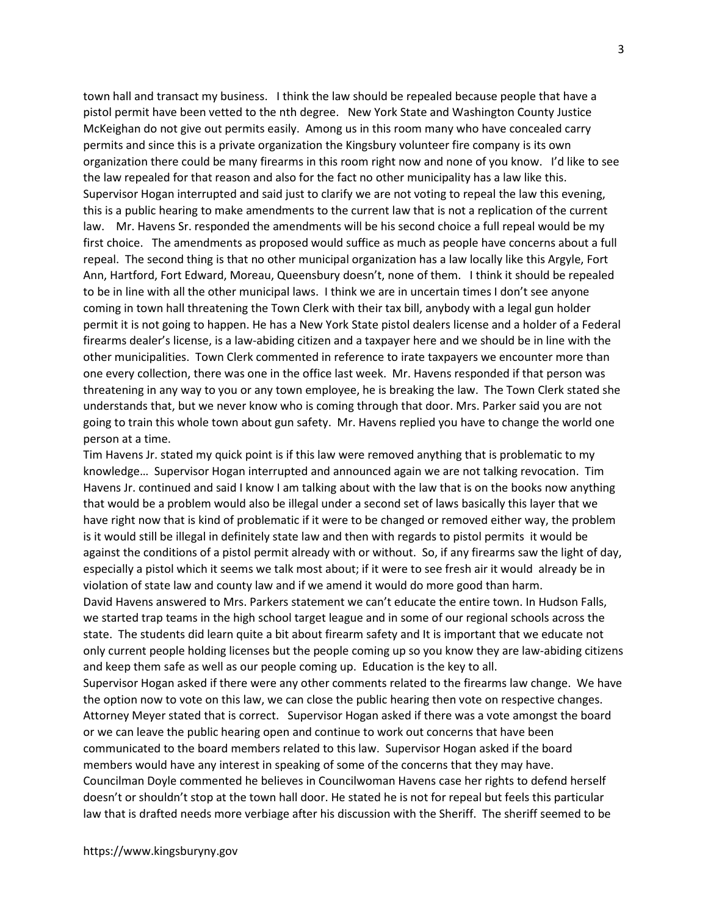town hall and transact my business. I think the law should be repealed because people that have a pistol permit have been vetted to the nth degree. New York State and Washington County Justice McKeighan do not give out permits easily. Among us in this room many who have concealed carry permits and since this is a private organization the Kingsbury volunteer fire company is its own organization there could be many firearms in this room right now and none of you know. I'd like to see the law repealed for that reason and also for the fact no other municipality has a law like this. Supervisor Hogan interrupted and said just to clarify we are not voting to repeal the law this evening, this is a public hearing to make amendments to the current law that is not a replication of the current law. Mr. Havens Sr. responded the amendments will be his second choice a full repeal would be my first choice. The amendments as proposed would suffice as much as people have concerns about a full repeal. The second thing is that no other municipal organization has a law locally like this Argyle, Fort Ann, Hartford, Fort Edward, Moreau, Queensbury doesn't, none of them. I think it should be repealed to be in line with all the other municipal laws. I think we are in uncertain times I don't see anyone coming in town hall threatening the Town Clerk with their tax bill, anybody with a legal gun holder permit it is not going to happen. He has a New York State pistol dealers license and a holder of a Federal firearms dealer's license, is a law-abiding citizen and a taxpayer here and we should be in line with the other municipalities. Town Clerk commented in reference to irate taxpayers we encounter more than one every collection, there was one in the office last week. Mr. Havens responded if that person was threatening in any way to you or any town employee, he is breaking the law. The Town Clerk stated she understands that, but we never know who is coming through that door. Mrs. Parker said you are not going to train this whole town about gun safety. Mr. Havens replied you have to change the world one person at a time.

Tim Havens Jr. stated my quick point is if this law were removed anything that is problematic to my knowledge… Supervisor Hogan interrupted and announced again we are not talking revocation. Tim Havens Jr. continued and said I know I am talking about with the law that is on the books now anything that would be a problem would also be illegal under a second set of laws basically this layer that we have right now that is kind of problematic if it were to be changed or removed either way, the problem is it would still be illegal in definitely state law and then with regards to pistol permits it would be against the conditions of a pistol permit already with or without. So, if any firearms saw the light of day, especially a pistol which it seems we talk most about; if it were to see fresh air it would already be in violation of state law and county law and if we amend it would do more good than harm.

David Havens answered to Mrs. Parkers statement we can't educate the entire town. In Hudson Falls, we started trap teams in the high school target league and in some of our regional schools across the state. The students did learn quite a bit about firearm safety and It is important that we educate not only current people holding licenses but the people coming up so you know they are law-abiding citizens and keep them safe as well as our people coming up. Education is the key to all.

Supervisor Hogan asked if there were any other comments related to the firearms law change. We have the option now to vote on this law, we can close the public hearing then vote on respective changes. Attorney Meyer stated that is correct. Supervisor Hogan asked if there was a vote amongst the board or we can leave the public hearing open and continue to work out concerns that have been communicated to the board members related to this law. Supervisor Hogan asked if the board members would have any interest in speaking of some of the concerns that they may have.

Councilman Doyle commented he believes in Councilwoman Havens case her rights to defend herself doesn't or shouldn't stop at the town hall door. He stated he is not for repeal but feels this particular law that is drafted needs more verbiage after his discussion with the Sheriff. The sheriff seemed to be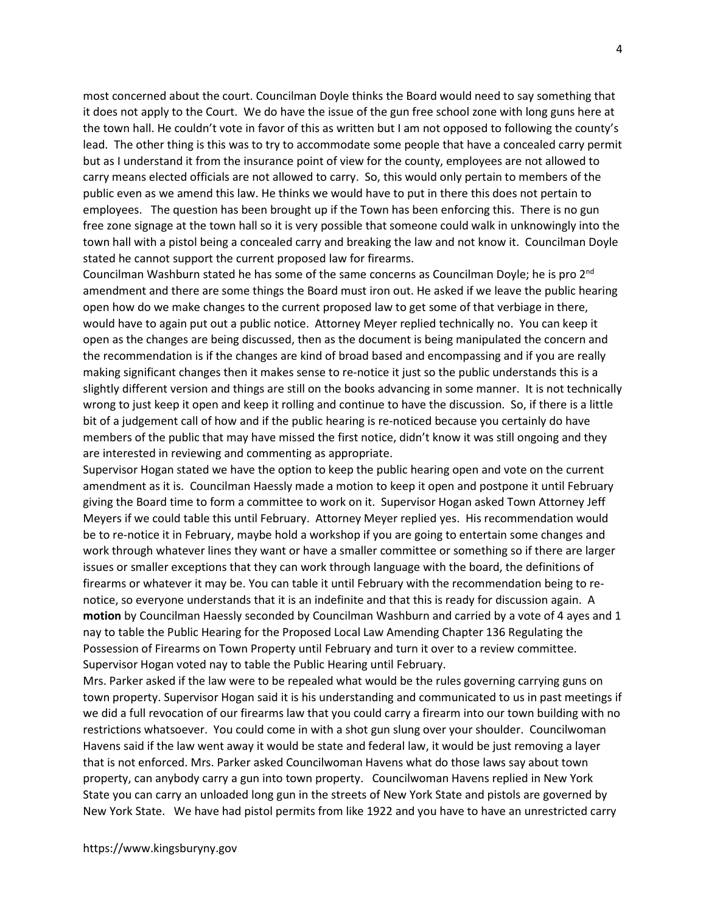most concerned about the court. Councilman Doyle thinks the Board would need to say something that it does not apply to the Court. We do have the issue of the gun free school zone with long guns here at the town hall. He couldn't vote in favor of this as written but I am not opposed to following the county's lead. The other thing is this was to try to accommodate some people that have a concealed carry permit but as I understand it from the insurance point of view for the county, employees are not allowed to carry means elected officials are not allowed to carry. So, this would only pertain to members of the public even as we amend this law. He thinks we would have to put in there this does not pertain to employees. The question has been brought up if the Town has been enforcing this. There is no gun free zone signage at the town hall so it is very possible that someone could walk in unknowingly into the town hall with a pistol being a concealed carry and breaking the law and not know it. Councilman Doyle stated he cannot support the current proposed law for firearms.

Councilman Washburn stated he has some of the same concerns as Councilman Doyle; he is pro 2nd amendment and there are some things the Board must iron out. He asked if we leave the public hearing open how do we make changes to the current proposed law to get some of that verbiage in there, would have to again put out a public notice. Attorney Meyer replied technically no. You can keep it open as the changes are being discussed, then as the document is being manipulated the concern and the recommendation is if the changes are kind of broad based and encompassing and if you are really making significant changes then it makes sense to re-notice it just so the public understands this is a slightly different version and things are still on the books advancing in some manner. It is not technically wrong to just keep it open and keep it rolling and continue to have the discussion. So, if there is a little bit of a judgement call of how and if the public hearing is re-noticed because you certainly do have members of the public that may have missed the first notice, didn't know it was still ongoing and they are interested in reviewing and commenting as appropriate.

Supervisor Hogan stated we have the option to keep the public hearing open and vote on the current amendment as it is. Councilman Haessly made a motion to keep it open and postpone it until February giving the Board time to form a committee to work on it. Supervisor Hogan asked Town Attorney Jeff Meyers if we could table this until February. Attorney Meyer replied yes. His recommendation would be to re-notice it in February, maybe hold a workshop if you are going to entertain some changes and work through whatever lines they want or have a smaller committee or something so if there are larger issues or smaller exceptions that they can work through language with the board, the definitions of firearms or whatever it may be. You can table it until February with the recommendation being to re-notice, so everyone understands that it is an indefinite and that this is ready for discussion again. A **motion** by Councilman Haessly seconded by Councilman Washburn and carried by a vote of 4 ayes and 1 nay to table the Public Hearing for the Proposed Local Law Amending Chapter 136 Regulating the Possession of Firearms on Town Property until February and turn it over to a review committee. Supervisor Hogan voted nay to table the Public Hearing until February.

Mrs. Parker asked if the law were to be repealed what would be the rules governing carrying guns on town property. Supervisor Hogan said it is his understanding and communicated to us in past meetings if we did a full revocation of our firearms law that you could carry a firearm into our town building with no restrictions whatsoever. You could come in with a shot gun slung over your shoulder. Councilwoman Havens said if the law went away it would be state and federal law, it would be just removing a layer that is not enforced. Mrs. Parker asked Councilwoman Havens what do those laws say about town property, can anybody carry a gun into town property. Councilwoman Havens replied in New York State you can carry an unloaded long gun in the streets of New York State and pistols are governed by New York State. We have had pistol permits from like 1922 and you have to have an unrestricted carry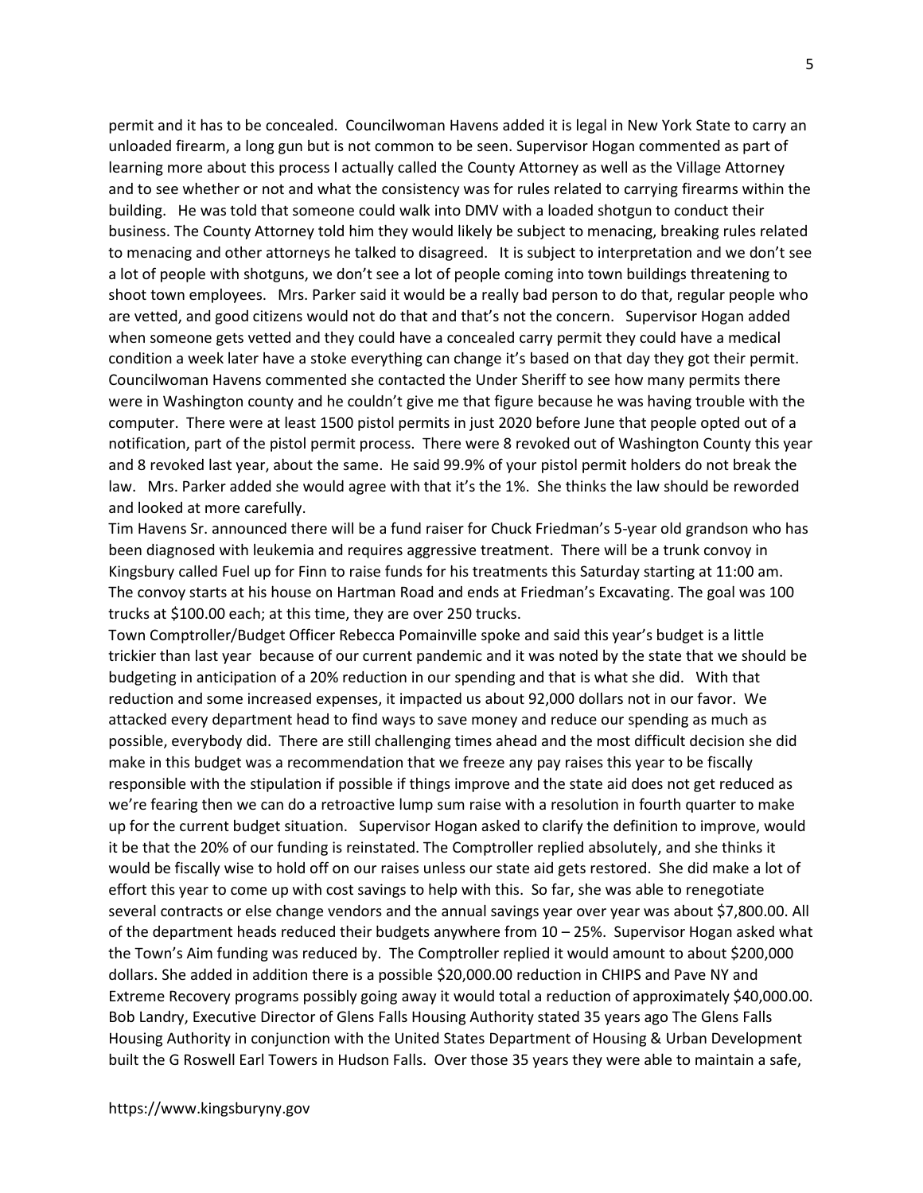permit and it has to be concealed. Councilwoman Havens added it is legal in New York State to carry an unloaded firearm, a long gun but is not common to be seen. Supervisor Hogan commented as part of learning more about this process I actually called the County Attorney as well as the Village Attorney and to see whether or not and what the consistency was for rules related to carrying firearms within the building. He was told that someone could walk into DMV with a loaded shotgun to conduct their business. The County Attorney told him they would likely be subject to menacing, breaking rules related to menacing and other attorneys he talked to disagreed. It is subject to interpretation and we don't see a lot of people with shotguns, we don't see a lot of people coming into town buildings threatening to shoot town employees. Mrs. Parker said it would be a really bad person to do that, regular people who are vetted, and good citizens would not do that and that's not the concern. Supervisor Hogan added when someone gets vetted and they could have a concealed carry permit they could have a medical condition a week later have a stoke everything can change it's based on that day they got their permit. Councilwoman Havens commented she contacted the Under Sheriff to see how many permits there were in Washington county and he couldn't give me that figure because he was having trouble with the computer. There were at least 1500 pistol permits in just 2020 before June that people opted out of a notification, part of the pistol permit process. There were 8 revoked out of Washington County this year and 8 revoked last year, about the same. He said 99.9% of your pistol permit holders do not break the law. Mrs. Parker added she would agree with that it's the 1%. She thinks the law should be reworded and looked at more carefully.

Tim Havens Sr. announced there will be a fund raiser for Chuck Friedman's 5-year old grandson who has been diagnosed with leukemia and requires aggressive treatment. There will be a trunk convoy in Kingsbury called Fuel up for Finn to raise funds for his treatments this Saturday starting at 11:00 am. The convoy starts at his house on Hartman Road and ends at Friedman's Excavating. The goal was 100 trucks at $100.00 each; at this time, they are over 250 trucks.

Town Comptroller/Budget Officer Rebecca Pomainville spoke and said this year's budget is a little trickier than last year because of our current pandemic and it was noted by the state that we should be budgeting in anticipation of a 20% reduction in our spending and that is what she did. With that reduction and some increased expenses, it impacted us about 92,000 dollars not in our favor. We attacked every department head to find ways to save money and reduce our spending as much as possible, everybody did. There are still challenging times ahead and the most difficult decision she did make in this budget was a recommendation that we freeze any pay raises this year to be fiscally responsible with the stipulation if possible if things improve and the state aid does not get reduced as we're fearing then we can do a retroactive lump sum raise with a resolution in fourth quarter to make up for the current budget situation. Supervisor Hogan asked to clarify the definition to improve, would it be that the 20% of our funding is reinstated. The Comptroller replied absolutely, and she thinks it would be fiscally wise to hold off on our raises unless our state aid gets restored. She did make a lot of effort this year to come up with cost savings to help with this. So far, she was able to renegotiate several contracts or else change vendors and the annual savings year over year was about $7,800.00. All of the department heads reduced their budgets anywhere from 10 – 25%. Supervisor Hogan asked what the Town's Aim funding was reduced by. The Comptroller replied it would amount to about $200,000 dollars. She added in addition there is a possible $20,000.00 reduction in CHIPS and Pave NY and Extreme Recovery programs possibly going away it would total a reduction of approximately $40,000.00.

Bob Landry, Executive Director of Glens Falls Housing Authority stated 35 years ago The Glens Falls Housing Authority in conjunction with the United States Department of Housing & Urban Development built the G Roswell Earl Towers in Hudson Falls. Over those 35 years they were able to maintain a safe,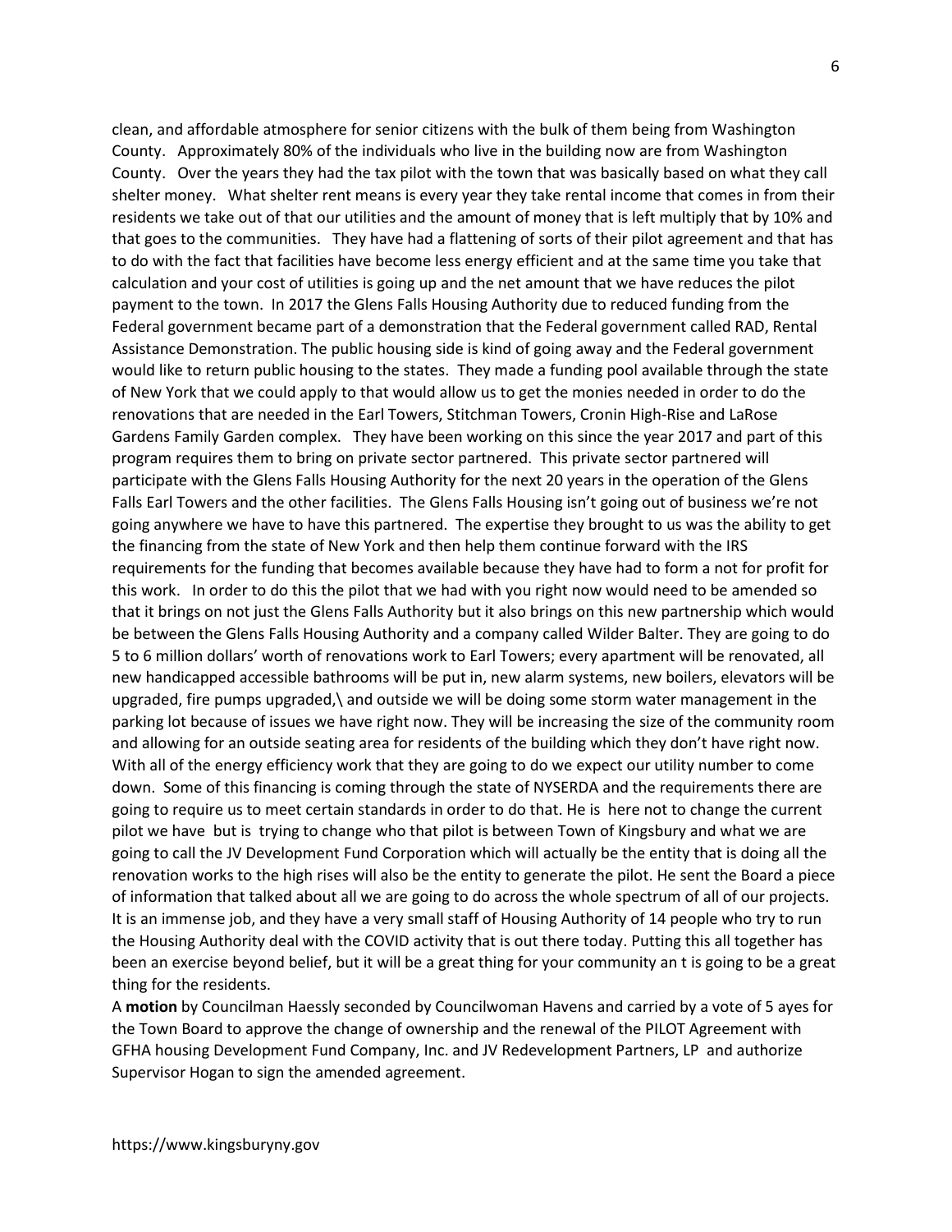clean, and affordable atmosphere for senior citizens with the bulk of them being from Washington County. Approximately 80% of the individuals who live in the building now are from Washington County. Over the years they had the tax pilot with the town that was basically based on what they call shelter money. What shelter rent means is every year they take rental income that comes in from their residents we take out of that our utilities and the amount of money that is left multiply that by 10% and that goes to the communities. They have had a flattening of sorts of their pilot agreement and that has to do with the fact that facilities have become less energy efficient and at the same time you take that calculation and your cost of utilities is going up and the net amount that we have reduces the pilot payment to the town. In 2017 the Glens Falls Housing Authority due to reduced funding from the Federal government became part of a demonstration that the Federal government called RAD, Rental Assistance Demonstration. The public housing side is kind of going away and the Federal government would like to return public housing to the states. They made a funding pool available through the state of New York that we could apply to that would allow us to get the monies needed in order to do the renovations that are needed in the Earl Towers, Stitchman Towers, Cronin High-Rise and LaRose Gardens Family Garden complex. They have been working on this since the year 2017 and part of this program requires them to bring on private sector partnered. This private sector partnered will participate with the Glens Falls Housing Authority for the next 20 years in the operation of the Glens Falls Earl Towers and the other facilities. The Glens Falls Housing isn't going out of business we're not going anywhere we have to have this partnered. The expertise they brought to us was the ability to get the financing from the state of New York and then help them continue forward with the IRS requirements for the funding that becomes available because they have had to form a not for profit for this work. In order to do this the pilot that we had with you right now would need to be amended so that it brings on not just the Glens Falls Authority but it also brings on this new partnership which would be between the Glens Falls Housing Authority and a company called Wilder Balter. They are going to do 5 to 6 million dollars' worth of renovations work to Earl Towers; every apartment will be renovated, all new handicapped accessible bathrooms will be put in, new alarm systems, new boilers, elevators will be upgraded, fire pumps upgraded,\ and outside we will be doing some storm water management in the parking lot because of issues we have right now. They will be increasing the size of the community room and allowing for an outside seating area for residents of the building which they don't have right now. With all of the energy efficiency work that they are going to do we expect our utility number to come down. Some of this financing is coming through the state of NYSERDA and the requirements there are going to require us to meet certain standards in order to do that. He is here not to change the current pilot we have but is trying to change who that pilot is between Town of Kingsbury and what we are going to call the JV Development Fund Corporation which will actually be the entity that is doing all the renovation works to the high rises will also be the entity to generate the pilot. He sent the Board a piece of information that talked about all we are going to do across the whole spectrum of all of our projects. It is an immense job, and they have a very small staff of Housing Authority of 14 people who try to run the Housing Authority deal with the COVID activity that is out there today. Putting this all together has been an exercise beyond belief, but it will be a great thing for your community an t is going to be a great thing for the residents.

A **motion** by Councilman Haessly seconded by Councilwoman Havens and carried by a vote of 5 ayes for the Town Board to approve the change of ownership and the renewal of the PILOT Agreement with GFHA housing Development Fund Company, Inc. and JV Redevelopment Partners, LP and authorize Supervisor Hogan to sign the amended agreement.

https://www.kingsburyny.gov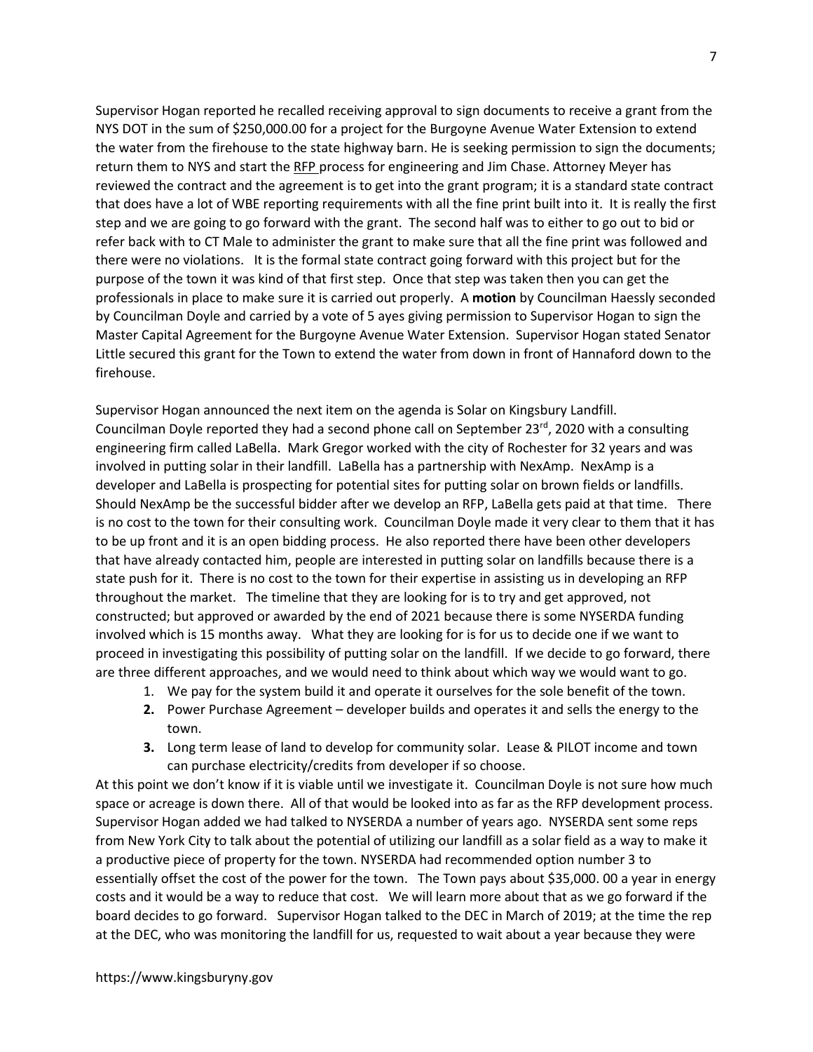Supervisor Hogan reported he recalled receiving approval to sign documents to receive a grant from the NYS DOT in the sum of $250,000.00 for a project for the Burgoyne Avenue Water Extension to extend the water from the firehouse to the state highway barn. He is seeking permission to sign the documents; return them to NYS and start the RFP process for engineering and Jim Chase. Attorney Meyer has reviewed the contract and the agreement is to get into the grant program; it is a standard state contract that does have a lot of WBE reporting requirements with all the fine print built into it. It is really the first step and we are going to go forward with the grant. The second half was to either to go out to bid or refer back with to CT Male to administer the grant to make sure that all the fine print was followed and there were no violations. It is the formal state contract going forward with this project but for the purpose of the town it was kind of that first step. Once that step was taken then you can get the professionals in place to make sure it is carried out properly. A **motion** by Councilman Haessly seconded by Councilman Doyle and carried by a vote of 5 ayes giving permission to Supervisor Hogan to sign the Master Capital Agreement for the Burgoyne Avenue Water Extension. Supervisor Hogan stated Senator Little secured this grant for the Town to extend the water from down in front of Hannaford down to the firehouse.

Supervisor Hogan announced the next item on the agenda is Solar on Kingsbury Landfill. Councilman Doyle reported they had a second phone call on September 23rd, 2020 with a consulting engineering firm called LaBella. Mark Gregor worked with the city of Rochester for 32 years and was involved in putting solar in their landfill. LaBella has a partnership with NexAmp. NexAmp is a developer and LaBella is prospecting for potential sites for putting solar on brown fields or landfills. Should NexAmp be the successful bidder after we develop an RFP, LaBella gets paid at that time. There is no cost to the town for their consulting work. Councilman Doyle made it very clear to them that it has to be up front and it is an open bidding process. He also reported there have been other developers that have already contacted him, people are interested in putting solar on landfills because there is a state push for it. There is no cost to the town for their expertise in assisting us in developing an RFP throughout the market. The timeline that they are looking for is to try and get approved, not constructed; but approved or awarded by the end of 2021 because there is some NYSERDA funding involved which is 15 months away. What they are looking for is for us to decide one if we want to proceed in investigating this possibility of putting solar on the landfill. If we decide to go forward, there are three different approaches, and we would need to think about which way we would want to go.

1. We pay for the system build it and operate it ourselves for the sole benefit of the town.
2. Power Purchase Agreement – developer builds and operates it and sells the energy to the town.
3. Long term lease of land to develop for community solar. Lease & PILOT income and town can purchase electricity/credits from developer if so choose.

At this point we don't know if it is viable until we investigate it. Councilman Doyle is not sure how much space or acreage is down there. All of that would be looked into as far as the RFP development process. Supervisor Hogan added we had talked to NYSERDA a number of years ago. NYSERDA sent some reps from New York City to talk about the potential of utilizing our landfill as a solar field as a way to make it a productive piece of property for the town. NYSERDA had recommended option number 3 to essentially offset the cost of the power for the town. The Town pays about $35,000. 00 a year in energy costs and it would be a way to reduce that cost. We will learn more about that as we go forward if the board decides to go forward. Supervisor Hogan talked to the DEC in March of 2019; at the time the rep at the DEC, who was monitoring the landfill for us, requested to wait about a year because they were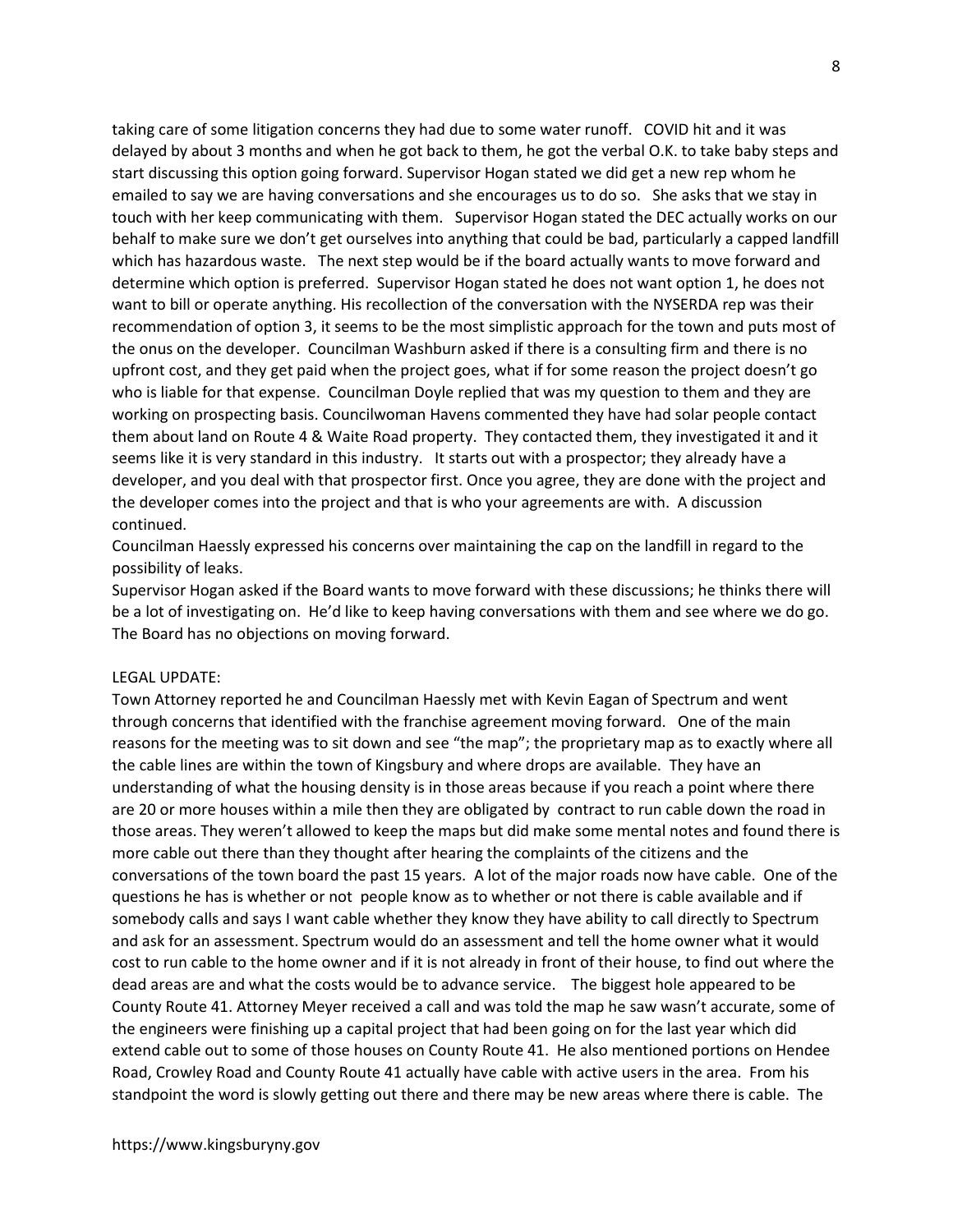taking care of some litigation concerns they had due to some water runoff. COVID hit and it was delayed by about 3 months and when he got back to them, he got the verbal O.K. to take baby steps and start discussing this option going forward. Supervisor Hogan stated we did get a new rep whom he emailed to say we are having conversations and she encourages us to do so. She asks that we stay in touch with her keep communicating with them. Supervisor Hogan stated the DEC actually works on our behalf to make sure we don't get ourselves into anything that could be bad, particularly a capped landfill which has hazardous waste. The next step would be if the board actually wants to move forward and determine which option is preferred. Supervisor Hogan stated he does not want option 1, he does not want to bill or operate anything. His recollection of the conversation with the NYSERDA rep was their recommendation of option 3, it seems to be the most simplistic approach for the town and puts most of the onus on the developer. Councilman Washburn asked if there is a consulting firm and there is no upfront cost, and they get paid when the project goes, what if for some reason the project doesn't go who is liable for that expense. Councilman Doyle replied that was my question to them and they are working on prospecting basis. Councilwoman Havens commented they have had solar people contact them about land on Route 4 & Waite Road property. They contacted them, they investigated it and it seems like it is very standard in this industry. It starts out with a prospector; they already have a developer, and you deal with that prospector first. Once you agree, they are done with the project and the developer comes into the project and that is who your agreements are with. A discussion continued.

Councilman Haessly expressed his concerns over maintaining the cap on the landfill in regard to the possibility of leaks.

Supervisor Hogan asked if the Board wants to move forward with these discussions; he thinks there will be a lot of investigating on. He'd like to keep having conversations with them and see where we do go. The Board has no objections on moving forward.

LEGAL UPDATE:

Town Attorney reported he and Councilman Haessly met with Kevin Eagan of Spectrum and went through concerns that identified with the franchise agreement moving forward. One of the main reasons for the meeting was to sit down and see "the map"; the proprietary map as to exactly where all the cable lines are within the town of Kingsbury and where drops are available. They have an understanding of what the housing density is in those areas because if you reach a point where there are 20 or more houses within a mile then they are obligated by contract to run cable down the road in those areas. They weren't allowed to keep the maps but did make some mental notes and found there is more cable out there than they thought after hearing the complaints of the citizens and the conversations of the town board the past 15 years. A lot of the major roads now have cable. One of the questions he has is whether or not people know as to whether or not there is cable available and if somebody calls and says I want cable whether they know they have ability to call directly to Spectrum and ask for an assessment. Spectrum would do an assessment and tell the home owner what it would cost to run cable to the home owner and if it is not already in front of their house, to find out where the dead areas are and what the costs would be to advance service. The biggest hole appeared to be County Route 41. Attorney Meyer received a call and was told the map he saw wasn't accurate, some of the engineers were finishing up a capital project that had been going on for the last year which did extend cable out to some of those houses on County Route 41. He also mentioned portions on Hendee Road, Crowley Road and County Route 41 actually have cable with active users in the area. From his standpoint the word is slowly getting out there and there may be new areas where there is cable. The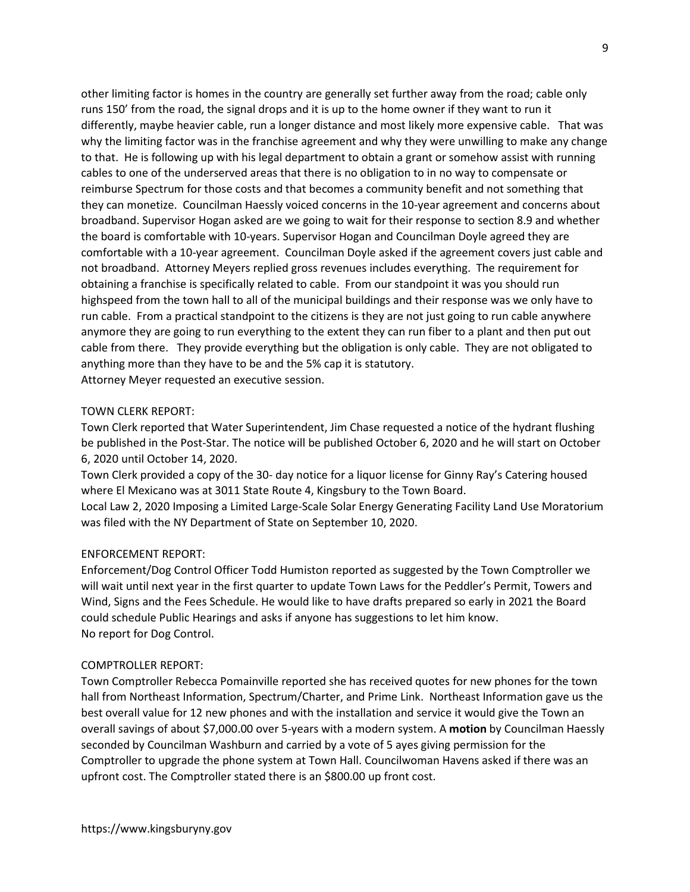other limiting factor is homes in the country are generally set further away from the road; cable only runs 150' from the road, the signal drops and it is up to the home owner if they want to run it differently, maybe heavier cable, run a longer distance and most likely more expensive cable. That was why the limiting factor was in the franchise agreement and why they were unwilling to make any change to that. He is following up with his legal department to obtain a grant or somehow assist with running cables to one of the underserved areas that there is no obligation to in no way to compensate or reimburse Spectrum for those costs and that becomes a community benefit and not something that they can monetize. Councilman Haessly voiced concerns in the 10-year agreement and concerns about broadband. Supervisor Hogan asked are we going to wait for their response to section 8.9 and whether the board is comfortable with 10-years. Supervisor Hogan and Councilman Doyle agreed they are comfortable with a 10-year agreement. Councilman Doyle asked if the agreement covers just cable and not broadband. Attorney Meyers replied gross revenues includes everything. The requirement for obtaining a franchise is specifically related to cable. From our standpoint it was you should run highspeed from the town hall to all of the municipal buildings and their response was we only have to run cable. From a practical standpoint to the citizens is they are not just going to run cable anywhere anymore they are going to run everything to the extent they can run fiber to a plant and then put out cable from there. They provide everything but the obligation is only cable. They are not obligated to anything more than they have to be and the 5% cap it is statutory.
Attorney Meyer requested an executive session.

TOWN CLERK REPORT:
Town Clerk reported that Water Superintendent, Jim Chase requested a notice of the hydrant flushing be published in the Post-Star. The notice will be published October 6, 2020 and he will start on October 6, 2020 until October 14, 2020.
Town Clerk provided a copy of the 30- day notice for a liquor license for Ginny Ray's Catering housed where El Mexicano was at 3011 State Route 4, Kingsbury to the Town Board.
Local Law 2, 2020 Imposing a Limited Large-Scale Solar Energy Generating Facility Land Use Moratorium was filed with the NY Department of State on September 10, 2020.

ENFORCEMENT REPORT:
Enforcement/Dog Control Officer Todd Humiston reported as suggested by the Town Comptroller we will wait until next year in the first quarter to update Town Laws for the Peddler's Permit, Towers and Wind, Signs and the Fees Schedule. He would like to have drafts prepared so early in 2021 the Board could schedule Public Hearings and asks if anyone has suggestions to let him know.
No report for Dog Control.

COMPTROLLER REPORT:
Town Comptroller Rebecca Pomainville reported she has received quotes for new phones for the town hall from Northeast Information, Spectrum/Charter, and Prime Link. Northeast Information gave us the best overall value for 12 new phones and with the installation and service it would give the Town an overall savings of about $7,000.00 over 5-years with a modern system. A **motion** by Councilman Haessly seconded by Councilman Washburn and carried by a vote of 5 ayes giving permission for the Comptroller to upgrade the phone system at Town Hall. Councilwoman Havens asked if there was an upfront cost. The Comptroller stated there is an $800.00 up front cost.

https://www.kingsburyny.gov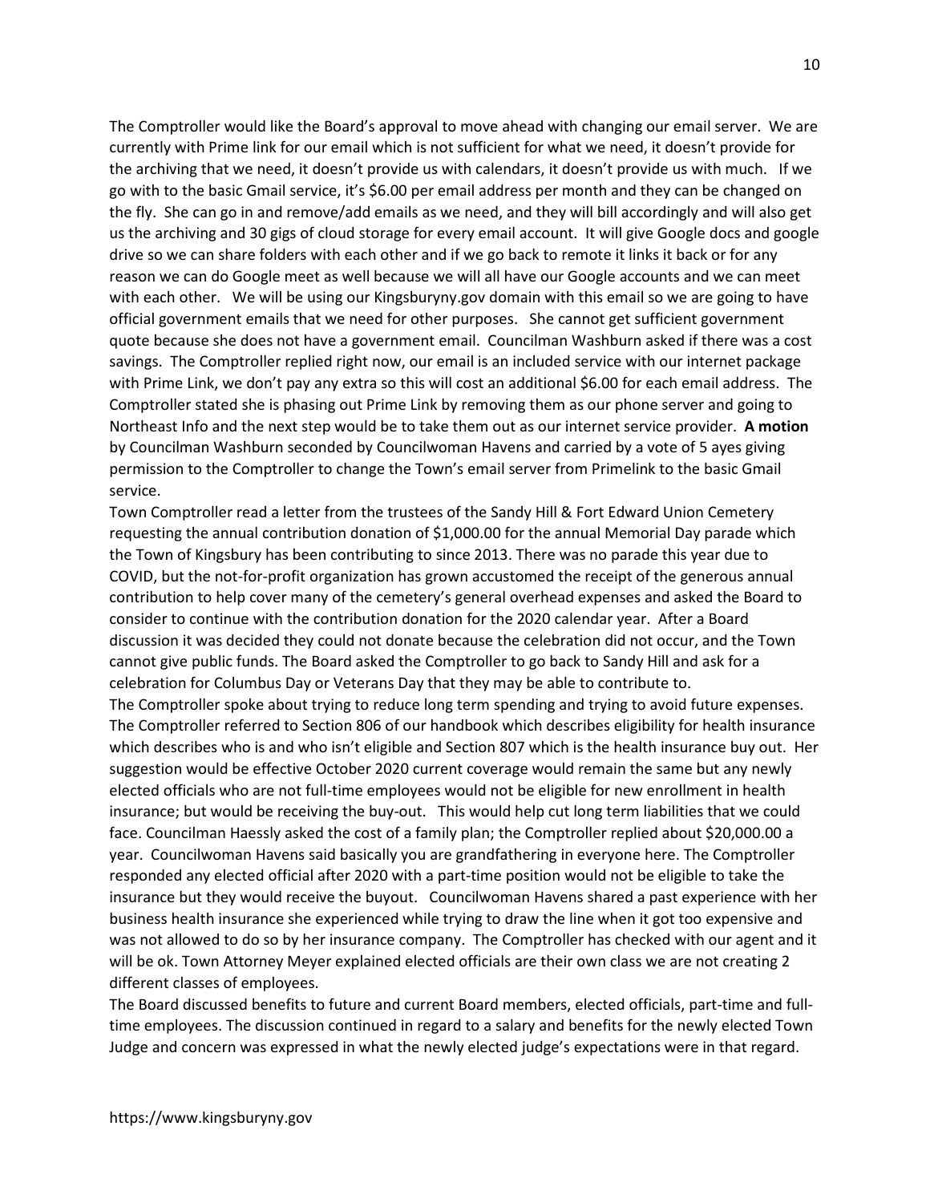The Comptroller would like the Board's approval to move ahead with changing our email server. We are currently with Prime link for our email which is not sufficient for what we need, it doesn't provide for the archiving that we need, it doesn't provide us with calendars, it doesn't provide us with much. If we go with to the basic Gmail service, it's $6.00 per email address per month and they can be changed on the fly. She can go in and remove/add emails as we need, and they will bill accordingly and will also get us the archiving and 30 gigs of cloud storage for every email account. It will give Google docs and google drive so we can share folders with each other and if we go back to remote it links it back or for any reason we can do Google meet as well because we will all have our Google accounts and we can meet with each other. We will be using our Kingsburyny.gov domain with this email so we are going to have official government emails that we need for other purposes. She cannot get sufficient government quote because she does not have a government email. Councilman Washburn asked if there was a cost savings. The Comptroller replied right now, our email is an included service with our internet package with Prime Link, we don't pay any extra so this will cost an additional $6.00 for each email address. The Comptroller stated she is phasing out Prime Link by removing them as our phone server and going to Northeast Info and the next step would be to take them out as our internet service provider. **A motion** by Councilman Washburn seconded by Councilwoman Havens and carried by a vote of 5 ayes giving permission to the Comptroller to change the Town's email server from Primelink to the basic Gmail service.

Town Comptroller read a letter from the trustees of the Sandy Hill & Fort Edward Union Cemetery requesting the annual contribution donation of $1,000.00 for the annual Memorial Day parade which the Town of Kingsbury has been contributing to since 2013. There was no parade this year due to COVID, but the not-for-profit organization has grown accustomed the receipt of the generous annual contribution to help cover many of the cemetery's general overhead expenses and asked the Board to consider to continue with the contribution donation for the 2020 calendar year. After a Board discussion it was decided they could not donate because the celebration did not occur, and the Town cannot give public funds. The Board asked the Comptroller to go back to Sandy Hill and ask for a celebration for Columbus Day or Veterans Day that they may be able to contribute to.

The Comptroller spoke about trying to reduce long term spending and trying to avoid future expenses. The Comptroller referred to Section 806 of our handbook which describes eligibility for health insurance which describes who is and who isn't eligible and Section 807 which is the health insurance buy out. Her suggestion would be effective October 2020 current coverage would remain the same but any newly elected officials who are not full-time employees would not be eligible for new enrollment in health insurance; but would be receiving the buy-out. This would help cut long term liabilities that we could face. Councilman Haessly asked the cost of a family plan; the Comptroller replied about $20,000.00 a year. Councilwoman Havens said basically you are grandfathering in everyone here. The Comptroller responded any elected official after 2020 with a part-time position would not be eligible to take the insurance but they would receive the buyout. Councilwoman Havens shared a past experience with her business health insurance she experienced while trying to draw the line when it got too expensive and was not allowed to do so by her insurance company. The Comptroller has checked with our agent and it will be ok. Town Attorney Meyer explained elected officials are their own class we are not creating 2 different classes of employees.

The Board discussed benefits to future and current Board members, elected officials, part-time and full-time employees. The discussion continued in regard to a salary and benefits for the newly elected Town Judge and concern was expressed in what the newly elected judge's expectations were in that regard.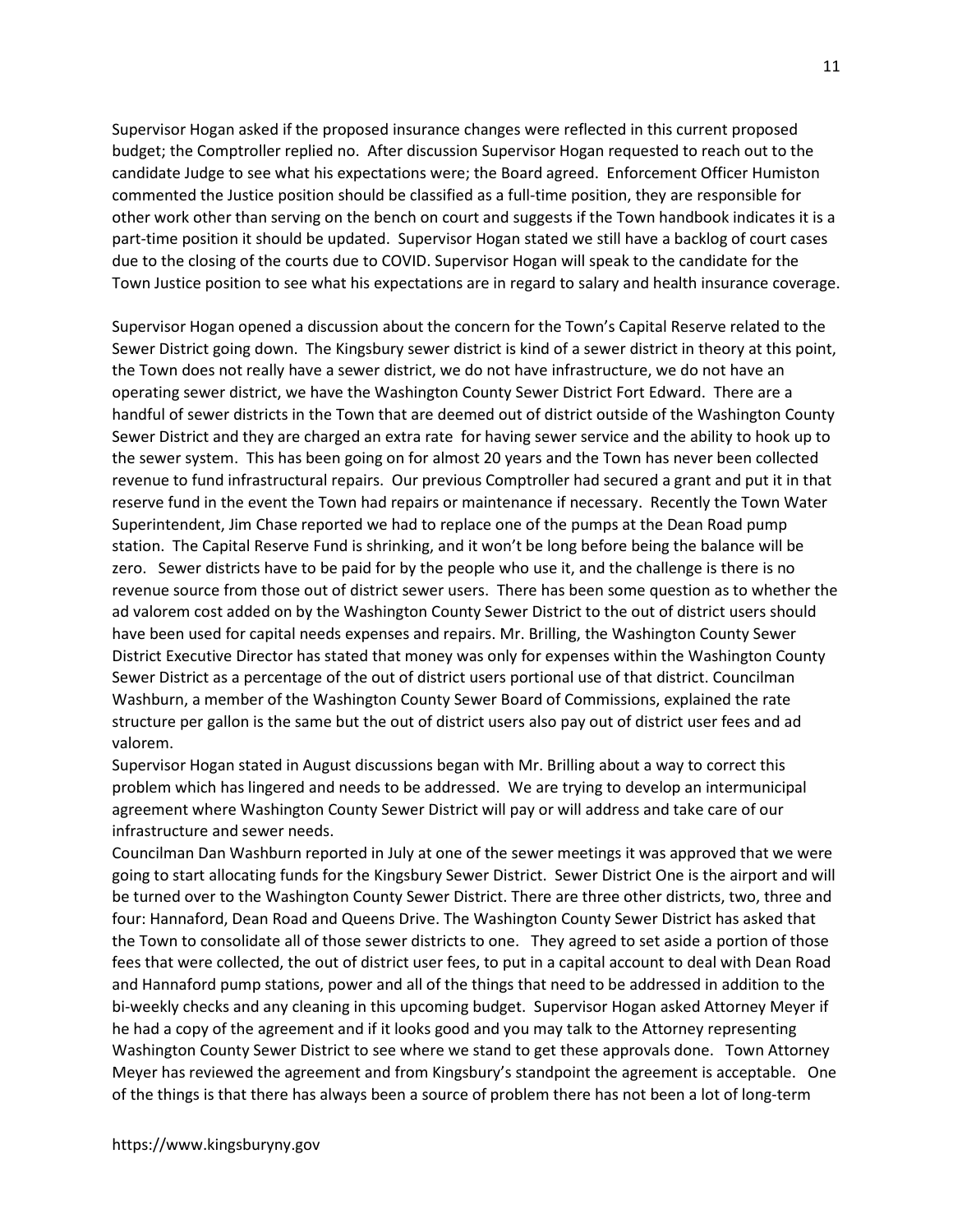Supervisor Hogan asked if the proposed insurance changes were reflected in this current proposed budget; the Comptroller replied no. After discussion Supervisor Hogan requested to reach out to the candidate Judge to see what his expectations were; the Board agreed. Enforcement Officer Humiston commented the Justice position should be classified as a full-time position, they are responsible for other work other than serving on the bench on court and suggests if the Town handbook indicates it is a part-time position it should be updated. Supervisor Hogan stated we still have a backlog of court cases due to the closing of the courts due to COVID. Supervisor Hogan will speak to the candidate for the Town Justice position to see what his expectations are in regard to salary and health insurance coverage.

Supervisor Hogan opened a discussion about the concern for the Town's Capital Reserve related to the Sewer District going down. The Kingsbury sewer district is kind of a sewer district in theory at this point, the Town does not really have a sewer district, we do not have infrastructure, we do not have an operating sewer district, we have the Washington County Sewer District Fort Edward. There are a handful of sewer districts in the Town that are deemed out of district outside of the Washington County Sewer District and they are charged an extra rate for having sewer service and the ability to hook up to the sewer system. This has been going on for almost 20 years and the Town has never been collected revenue to fund infrastructural repairs. Our previous Comptroller had secured a grant and put it in that reserve fund in the event the Town had repairs or maintenance if necessary. Recently the Town Water Superintendent, Jim Chase reported we had to replace one of the pumps at the Dean Road pump station. The Capital Reserve Fund is shrinking, and it won't be long before being the balance will be zero. Sewer districts have to be paid for by the people who use it, and the challenge is there is no revenue source from those out of district sewer users. There has been some question as to whether the ad valorem cost added on by the Washington County Sewer District to the out of district users should have been used for capital needs expenses and repairs. Mr. Brilling, the Washington County Sewer District Executive Director has stated that money was only for expenses within the Washington County Sewer District as a percentage of the out of district users portional use of that district. Councilman Washburn, a member of the Washington County Sewer Board of Commissions, explained the rate structure per gallon is the same but the out of district users also pay out of district user fees and ad valorem.

Supervisor Hogan stated in August discussions began with Mr. Brilling about a way to correct this problem which has lingered and needs to be addressed. We are trying to develop an intermunicipal agreement where Washington County Sewer District will pay or will address and take care of our infrastructure and sewer needs.

Councilman Dan Washburn reported in July at one of the sewer meetings it was approved that we were going to start allocating funds for the Kingsbury Sewer District. Sewer District One is the airport and will be turned over to the Washington County Sewer District. There are three other districts, two, three and four: Hannaford, Dean Road and Queens Drive. The Washington County Sewer District has asked that the Town to consolidate all of those sewer districts to one. They agreed to set aside a portion of those fees that were collected, the out of district user fees, to put in a capital account to deal with Dean Road and Hannaford pump stations, power and all of the things that need to be addressed in addition to the bi-weekly checks and any cleaning in this upcoming budget. Supervisor Hogan asked Attorney Meyer if he had a copy of the agreement and if it looks good and you may talk to the Attorney representing Washington County Sewer District to see where we stand to get these approvals done. Town Attorney Meyer has reviewed the agreement and from Kingsbury's standpoint the agreement is acceptable. One of the things is that there has always been a source of problem there has not been a lot of long-term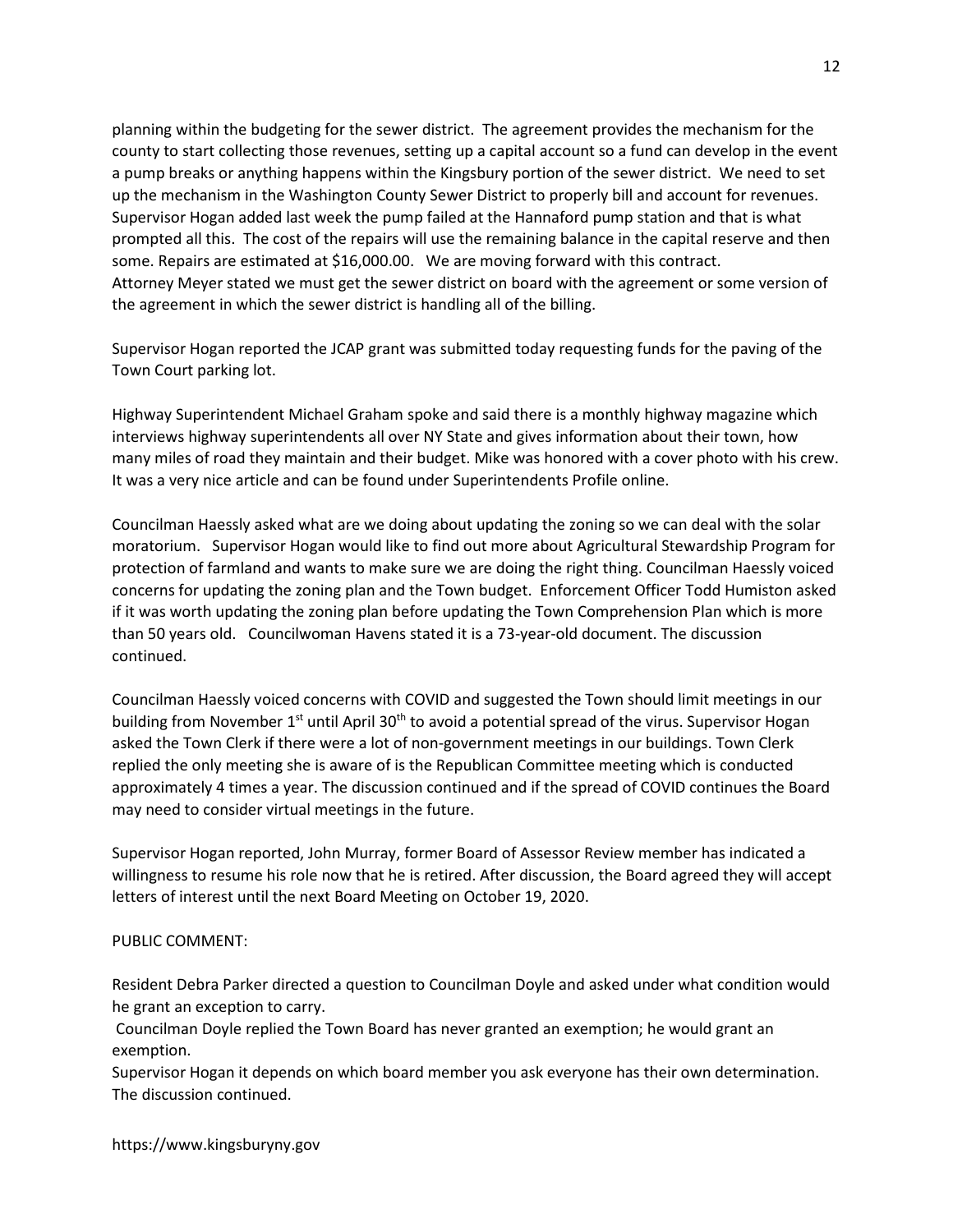planning within the budgeting for the sewer district. The agreement provides the mechanism for the county to start collecting those revenues, setting up a capital account so a fund can develop in the event a pump breaks or anything happens within the Kingsbury portion of the sewer district. We need to set up the mechanism in the Washington County Sewer District to properly bill and account for revenues. Supervisor Hogan added last week the pump failed at the Hannaford pump station and that is what prompted all this. The cost of the repairs will use the remaining balance in the capital reserve and then some. Repairs are estimated at $16,000.00. We are moving forward with this contract.
Attorney Meyer stated we must get the sewer district on board with the agreement or some version of the agreement in which the sewer district is handling all of the billing.

Supervisor Hogan reported the JCAP grant was submitted today requesting funds for the paving of the Town Court parking lot.

Highway Superintendent Michael Graham spoke and said there is a monthly highway magazine which interviews highway superintendents all over NY State and gives information about their town, how many miles of road they maintain and their budget. Mike was honored with a cover photo with his crew. It was a very nice article and can be found under Superintendents Profile online.

Councilman Haessly asked what are we doing about updating the zoning so we can deal with the solar moratorium. Supervisor Hogan would like to find out more about Agricultural Stewardship Program for protection of farmland and wants to make sure we are doing the right thing. Councilman Haessly voiced concerns for updating the zoning plan and the Town budget. Enforcement Officer Todd Humiston asked if it was worth updating the zoning plan before updating the Town Comprehension Plan which is more than 50 years old. Councilwoman Havens stated it is a 73-year-old document. The discussion continued.

Councilman Haessly voiced concerns with COVID and suggested the Town should limit meetings in our building from November 1st until April 30th to avoid a potential spread of the virus. Supervisor Hogan asked the Town Clerk if there were a lot of non-government meetings in our buildings. Town Clerk replied the only meeting she is aware of is the Republican Committee meeting which is conducted approximately 4 times a year. The discussion continued and if the spread of COVID continues the Board may need to consider virtual meetings in the future.

Supervisor Hogan reported, John Murray, former Board of Assessor Review member has indicated a willingness to resume his role now that he is retired. After discussion, the Board agreed they will accept letters of interest until the next Board Meeting on October 19, 2020.

PUBLIC COMMENT:

Resident Debra Parker directed a question to Councilman Doyle and asked under what condition would he grant an exception to carry.
Councilman Doyle replied the Town Board has never granted an exemption; he would grant an exemption.
Supervisor Hogan it depends on which board member you ask everyone has their own determination. The discussion continued.

https://www.kingsburyny.gov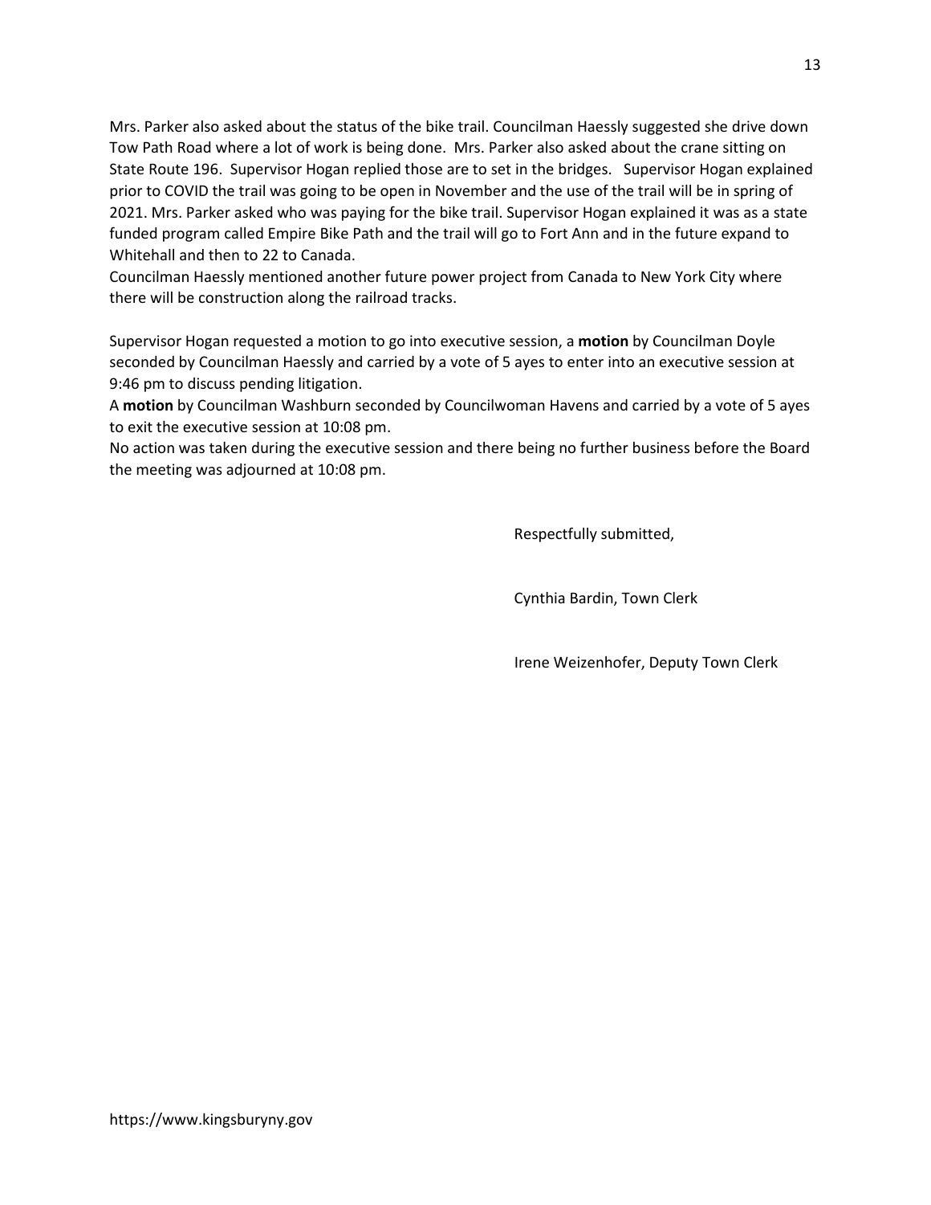Mrs. Parker also asked about the status of the bike trail. Councilman Haessly suggested she drive down Tow Path Road where a lot of work is being done. Mrs. Parker also asked about the crane sitting on State Route 196. Supervisor Hogan replied those are to set in the bridges. Supervisor Hogan explained prior to COVID the trail was going to be open in November and the use of the trail will be in spring of 2021. Mrs. Parker asked who was paying for the bike trail. Supervisor Hogan explained it was as a state funded program called Empire Bike Path and the trail will go to Fort Ann and in the future expand to Whitehall and then to 22 to Canada.
Councilman Haessly mentioned another future power project from Canada to New York City where there will be construction along the railroad tracks.

Supervisor Hogan requested a motion to go into executive session, a **motion** by Councilman Doyle seconded by Councilman Haessly and carried by a vote of 5 ayes to enter into an executive session at 9:46 pm to discuss pending litigation.
A **motion** by Councilman Washburn seconded by Councilwoman Havens and carried by a vote of 5 ayes to exit the executive session at 10:08 pm.
No action was taken during the executive session and there being no further business before the Board the meeting was adjourned at 10:08 pm.

Respectfully submitted,

Cynthia Bardin, Town Clerk

Irene Weizenhofer, Deputy Town Clerk

https://www.kingsburyny.gov